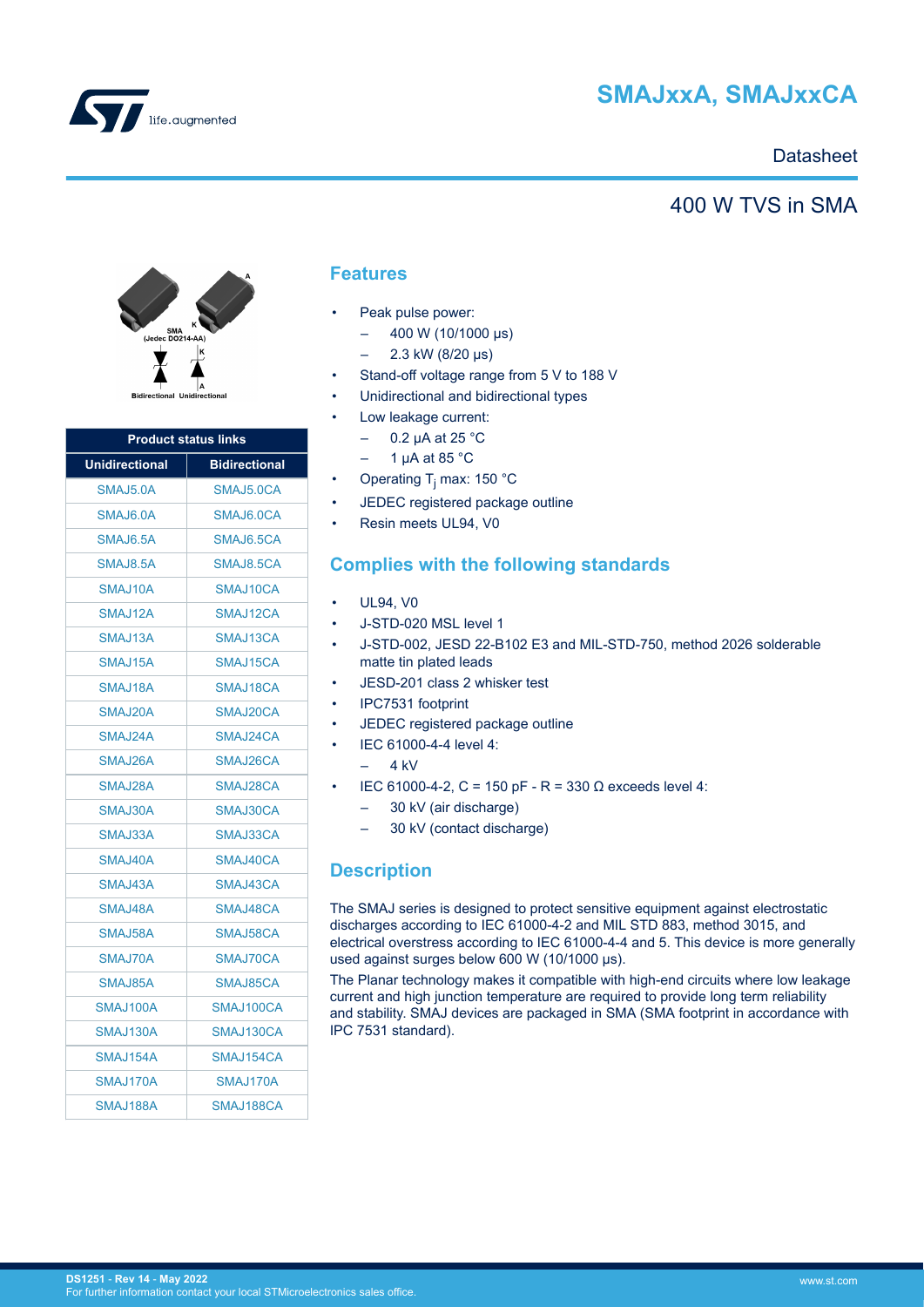# SMAJxxA, SMAJxxCA

Datasheet

## 400 W TVS in SMA

SMA (Jedec DO214-AA)

Bidirectional Unidirectional

| Product status links | |
|---|---|
| **Unidirectional** | **Bidirectional** |
| SMAJ5.0A | SMAJ5.0CA |
| SMAJ6.0A | SMAJ6.0CA |
| SMAJ6.5A | SMAJ6.5CA |
| SMAJ8.5A | SMAJ8.5CA |
| SMAJ10A | SMAJ10CA |
| SMAJ12A | SMAJ12CA |
| SMAJ13A | SMAJ13CA |
| SMAJ15A | SMAJ15CA |
| SMAJ18A | SMAJ18CA |
| SMAJ20A | SMAJ20CA |
| SMAJ24A | SMAJ24CA |
| SMAJ26A | SMAJ26CA |
| SMAJ28A | SMAJ28CA |
| SMAJ30A | SMAJ30CA |
| SMAJ33A | SMAJ33CA |
| SMAJ40A | SMAJ40CA |
| SMAJ43A | SMAJ43CA |
| SMAJ48A | SMAJ48CA |
| SMAJ58A | SMAJ58CA |
| SMAJ70A | SMAJ70CA |
| SMAJ85A | SMAJ85CA |
| SMAJ100A | SMAJ100CA |
| SMAJ130A | SMAJ130CA |
| SMAJ154A | SMAJ154CA |
| SMAJ170A | SMAJ170A |
| SMAJ188A | SMAJ188CA |

## Features

- Peak pulse power:
  - 400 W (10/1000 µs)
  - 2.3 kW (8/20 µs)
- Stand-off voltage range from 5 V to 188 V
- Unidirectional and bidirectional types
- Low leakage current:
  - 0.2 µA at 25 °C
  - 1 µA at 85 °C
- Operating $T_j$ max: 150 °C
- JEDEC registered package outline
- Resin meets UL94, V0

## Complies with the following standards

- UL94, V0
- J-STD-020 MSL level 1
- J-STD-002, JESD 22-B102 E3 and MIL-STD-750, method 2026 solderable matte tin plated leads
- JESD-201 class 2 whisker test
- IPC7531 footprint
- JEDEC registered package outline
- IEC 61000-4-4 level 4:
  - 4 kV
- IEC 61000-4-2, C = 150 pF - R = 330 Ω exceeds level 4:
  - 30 kV (air discharge)
  - 30 kV (contact discharge)

## Description

The SMAJ series is designed to protect sensitive equipment against electrostatic discharges according to IEC 61000-4-2 and MIL STD 883, method 3015, and electrical overstress according to IEC 61000-4-4 and 5. This device is more generally used against surges below 600 W (10/1000 µs).

The Planar technology makes it compatible with high-end circuits where low leakage current and high junction temperature are required to provide long term reliability and stability. SMAJ devices are packaged in SMA (SMA footprint in accordance with IPC 7531 standard).

DS1251 - Rev 14 - May 2022
For further information contact your local STMicroelectronics sales office.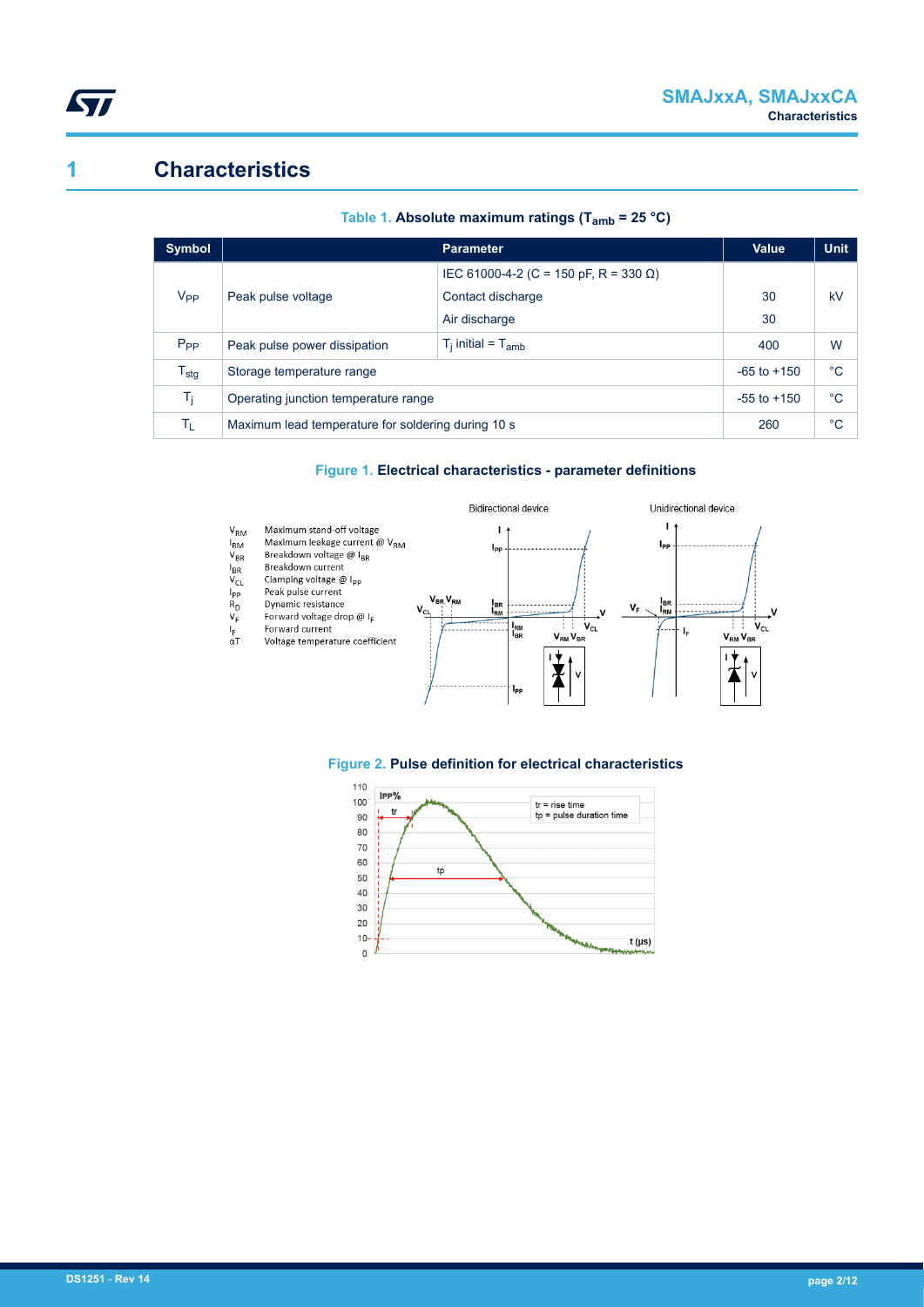# 1 Characteristics

**Table 1. Absolute maximum ratings ($T_{amb}$ = 25 °C)**

| Symbol | Parameter | | Value | Unit |
|---|---|---|---|---|
| $V_{PP}$ | Peak pulse voltage | IEC 61000-4-2 (C = 150 pF, R = 330 Ω) | | kV |
| | | Contact discharge | 30 | |
| | | Air discharge | 30 | |
| $P_{PP}$ | Peak pulse power dissipation | $T_j$ initial = $T_{amb}$ | 400 | W |
| $T_{stg}$ | Storage temperature range | | -65 to +150 | °C |
| $T_j$ | Operating junction temperature range | | -55 to +150 | °C |
| $T_L$ | Maximum lead temperature for soldering during 10 s | | 260 | °C |

**Figure 1. Electrical characteristics - parameter definitions**

$V_{RM}$ Maximum stand-off voltage
$I_{RM}$ Maximum leakage current @ $V_{RM}$
$V_{BR}$ Breakdown voltage @ $I_{BR}$
$I_{BR}$ Breakdown current
$V_{CL}$ Clamping voltage @ $I_{PP}$
$I_{PP}$ Peak pulse current
$R_D$ Dynamic resistance
$V_F$ Forward voltage drop @ $I_F$
$I_F$ Forward current
$\alpha T$ Voltage temperature coefficient

Bidirectional device

Unidirectional device

**Figure 2. Pulse definition for electrical characteristics**

IPP%

tr = rise time
tp = pulse duration time

t (µs)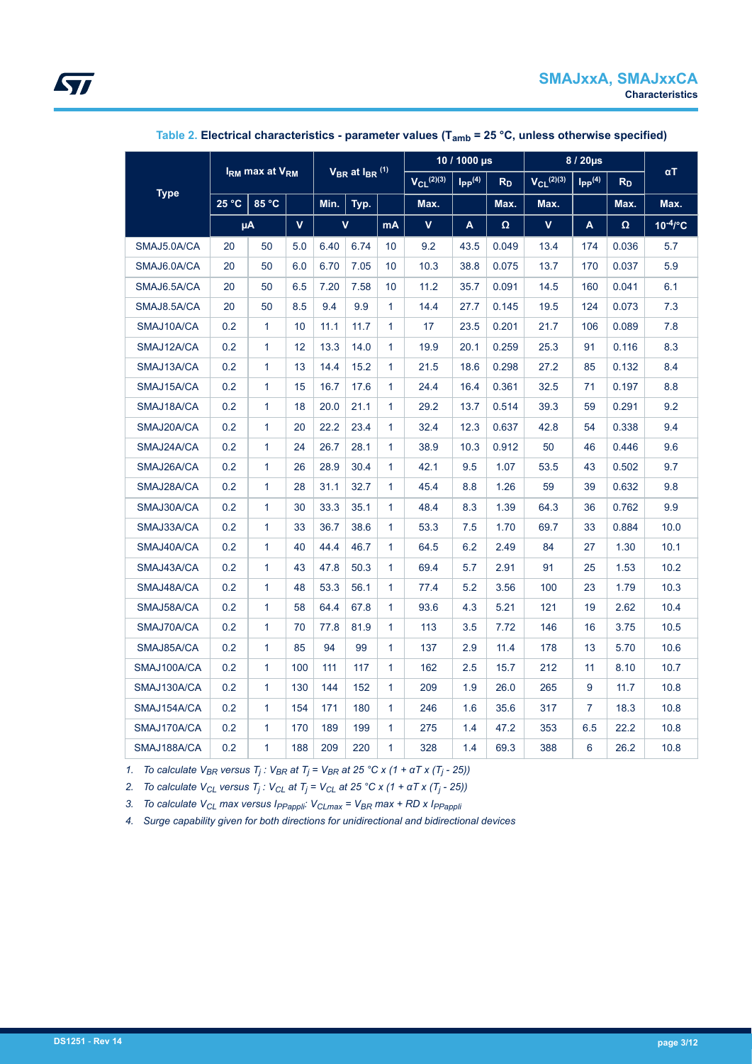**Table 2. Electrical characteristics - parameter values ($T_{amb}$ = 25 °C, unless otherwise specified)**

| Type | $I_{RM}$ max at $V_{RM}$ | | | $V_{BR}$ at $I_{BR}$ (1) | | | 10 / 1000 µs | | | 8 / 20µs | | | αT |
|---|---|---|---|---|---|---|---|---|---|---|---|---|---|
| | | | | | | | $V_{CL}$ (2)(3) | $I_{PP}$ (4) | $R_D$ | $V_{CL}$ (2)(3) | $I_{PP}$ (4) | $R_D$ | |
| | 25 °C | 85 °C | | Min. | Typ. | | Max. | | Max. | Max. | | Max. | Max. |
| | µA | | V | V | | mA | V | A | Ω | V | A | Ω | $10^{-4}$/°C |
| SMAJ5.0A/CA | 20 | 50 | 5.0 | 6.40 | 6.74 | 10 | 9.2 | 43.5 | 0.049 | 13.4 | 174 | 0.036 | 5.7 |
| SMAJ6.0A/CA | 20 | 50 | 6.0 | 6.70 | 7.05 | 10 | 10.3 | 38.8 | 0.075 | 13.7 | 170 | 0.037 | 5.9 |
| SMAJ6.5A/CA | 20 | 50 | 6.5 | 7.20 | 7.58 | 10 | 11.2 | 35.7 | 0.091 | 14.5 | 160 | 0.041 | 6.1 |
| SMAJ8.5A/CA | 20 | 50 | 8.5 | 9.4 | 9.9 | 1 | 14.4 | 27.7 | 0.145 | 19.5 | 124 | 0.073 | 7.3 |
| SMAJ10A/CA | 0.2 | 1 | 10 | 11.1 | 11.7 | 1 | 17 | 23.5 | 0.201 | 21.7 | 106 | 0.089 | 7.8 |
| SMAJ12A/CA | 0.2 | 1 | 12 | 13.3 | 14.0 | 1 | 19.9 | 20.1 | 0.259 | 25.3 | 91 | 0.116 | 8.3 |
| SMAJ13A/CA | 0.2 | 1 | 13 | 14.4 | 15.2 | 1 | 21.5 | 18.6 | 0.298 | 27.2 | 85 | 0.132 | 8.4 |
| SMAJ15A/CA | 0.2 | 1 | 15 | 16.7 | 17.6 | 1 | 24.4 | 16.4 | 0.361 | 32.5 | 71 | 0.197 | 8.8 |
| SMAJ18A/CA | 0.2 | 1 | 18 | 20.0 | 21.1 | 1 | 29.2 | 13.7 | 0.514 | 39.3 | 59 | 0.291 | 9.2 |
| SMAJ20A/CA | 0.2 | 1 | 20 | 22.2 | 23.4 | 1 | 32.4 | 12.3 | 0.637 | 42.8 | 54 | 0.338 | 9.4 |
| SMAJ24A/CA | 0.2 | 1 | 24 | 26.7 | 28.1 | 1 | 38.9 | 10.3 | 0.912 | 50 | 46 | 0.446 | 9.6 |
| SMAJ26A/CA | 0.2 | 1 | 26 | 28.9 | 30.4 | 1 | 42.1 | 9.5 | 1.07 | 53.5 | 43 | 0.502 | 9.7 |
| SMAJ28A/CA | 0.2 | 1 | 28 | 31.1 | 32.7 | 1 | 45.4 | 8.8 | 1.26 | 59 | 39 | 0.632 | 9.8 |
| SMAJ30A/CA | 0.2 | 1 | 30 | 33.3 | 35.1 | 1 | 48.4 | 8.3 | 1.39 | 64.3 | 36 | 0.762 | 9.9 |
| SMAJ33A/CA | 0.2 | 1 | 33 | 36.7 | 38.6 | 1 | 53.3 | 7.5 | 1.70 | 69.7 | 33 | 0.884 | 10.0 |
| SMAJ40A/CA | 0.2 | 1 | 40 | 44.4 | 46.7 | 1 | 64.5 | 6.2 | 2.49 | 84 | 27 | 1.30 | 10.1 |
| SMAJ43A/CA | 0.2 | 1 | 43 | 47.8 | 50.3 | 1 | 69.4 | 5.7 | 2.91 | 91 | 25 | 1.53 | 10.2 |
| SMAJ48A/CA | 0.2 | 1 | 48 | 53.3 | 56.1 | 1 | 77.4 | 5.2 | 3.56 | 100 | 23 | 1.79 | 10.3 |
| SMAJ58A/CA | 0.2 | 1 | 58 | 64.4 | 67.8 | 1 | 93.6 | 4.3 | 5.21 | 121 | 19 | 2.62 | 10.4 |
| SMAJ70A/CA | 0.2 | 1 | 70 | 77.8 | 81.9 | 1 | 113 | 3.5 | 7.72 | 146 | 16 | 3.75 | 10.5 |
| SMAJ85A/CA | 0.2 | 1 | 85 | 94 | 99 | 1 | 137 | 2.9 | 11.4 | 178 | 13 | 5.70 | 10.6 |
| SMAJ100A/CA | 0.2 | 1 | 100 | 111 | 117 | 1 | 162 | 2.5 | 15.7 | 212 | 11 | 8.10 | 10.7 |
| SMAJ130A/CA | 0.2 | 1 | 130 | 144 | 152 | 1 | 209 | 1.9 | 26.0 | 265 | 9 | 11.7 | 10.8 |
| SMAJ154A/CA | 0.2 | 1 | 154 | 171 | 180 | 1 | 246 | 1.6 | 35.6 | 317 | 7 | 18.3 | 10.8 |
| SMAJ170A/CA | 0.2 | 1 | 170 | 189 | 199 | 1 | 275 | 1.4 | 47.2 | 353 | 6.5 | 22.2 | 10.8 |
| SMAJ188A/CA | 0.2 | 1 | 188 | 209 | 220 | 1 | 328 | 1.4 | 69.3 | 388 | 6 | 26.2 | 10.8 |

1. *To calculate $V_{BR}$ versus $T_j$ : $V_{BR}$ at $T_j$ = $V_{BR}$ at 25 °C x (1 + αT x ($T_j$ - 25))*
2. *To calculate $V_{CL}$ versus $T_j$ : $V_{CL}$ at $T_j$ = $V_{CL}$ at 25 °C x (1 + αT x ($T_j$ - 25))*
3. *To calculate $V_{CL}$ max versus $I_{PPappli}$: $V_{CLmax}$ = $V_{BR}$ max + RD x $I_{PPappli}$*
4. *Surge capability given for both directions for unidirectional and bidirectional devices*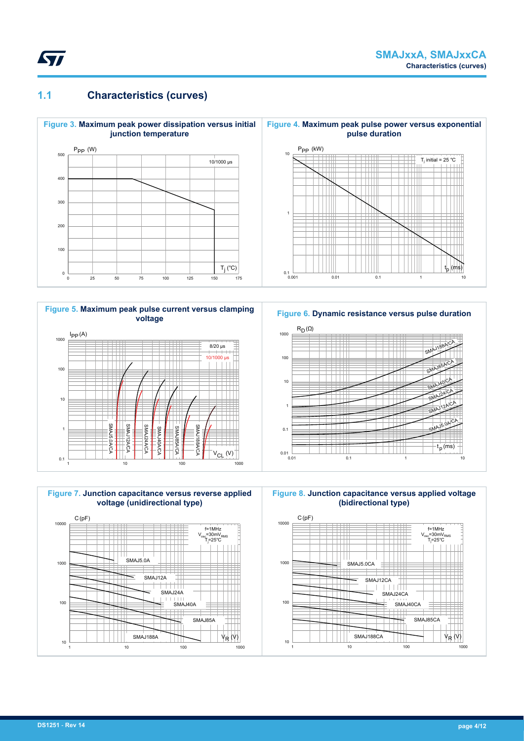## 1.1 Characteristics (curves)

**Figure 3. Maximum peak power dissipation versus initial junction temperature**

$P_{PP}$ (W)

500
400
300
200
100
0

10/1000 µs

$T_j$ (°C)

0 25 50 75 100 125 150 175

**Figure 4. Maximum peak pulse power versus exponential pulse duration**

$P_{PP}$ (kW)

10
1
0.1

$T_j$ initial = 25 °C

$t_p$ (ms)

0.001 0.01 0.1 1 10

**Figure 5. Maximum peak pulse current versus clamping voltage**

$I_{PP}$ (A)

1000
100
10
1
0.1

8/20 µs
10/1000 µs

SMAJ5.0A/CA
SMAJ12A/CA
SMAJ24A/CA
SMAJ40A/CA
SMAJ85A/CA
SMAJ188A/CA

$V_{CL}$ (V)

1 10 100 1000

**Figure 6. Dynamic resistance versus pulse duration**

$R_D$ (Ω)

1000
100
10
1
0.1
0.01

SMAJ188A/CA
SMAJ85A/CA
SMAJ40/CA
SMAJ24/CA
SMAJ12A/CA
SMAJ5.0A/CA

$t_p$ (ms)

0.01 0.1 1 10

**Figure 7. Junction capacitance versus reverse applied voltage (unidirectional type)**

C (pF)

10000
1000
100
10

f=1MHz
$V_{osc}$=30mV$_{RMS}$
$T_j$=25°C

SMAJ5.0A
SMAJ12A
SMAJ24A
SMAJ40A
SMAJ85A
SMAJ188A

$V_R$ (V)

1 10 100 1000

**Figure 8. Junction capacitance versus applied voltage (bidirectional type)**

C (pF)

10000
1000
100
10

f=1MHz
$V_{osc}$=30mV$_{RMS}$
$T_j$=25°C

SMAJ5.0CA
SMAJ12CA
SMAJ24CA
SMAJ40CA
SMAJ85CA
SMAJ188CA

$V_R$ (V)

1 10 100 1000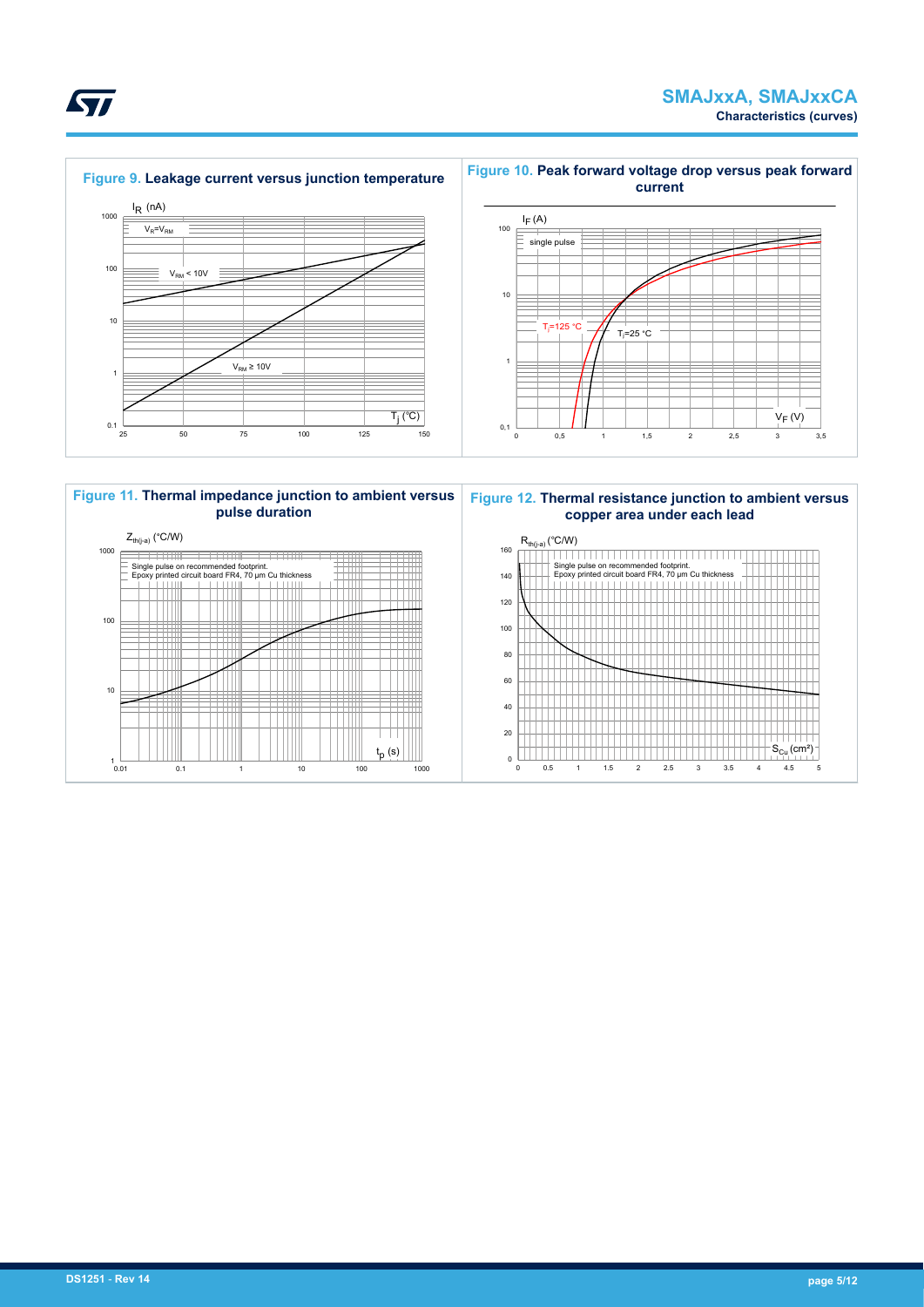**Figure 9. Leakage current versus junction temperature**

$I_R$ (nA)

1000

100

10

1

0.1

$V_R = V_{RM}$

$V_{RM}$ < 10V

$V_{RM}$ ≥ 10V

$T_j$ (°C)

25 50 75 100 125 150

**Figure 10. Peak forward voltage drop versus peak forward current**

$I_F$ (A)

100

10

1

0,1

single pulse

$T_j$=125 °C

$T_j$=25 °C

$V_F$ (V)

0 0,5 1 1,5 2 2,5 3 3,5

**Figure 11. Thermal impedance junction to ambient versus pulse duration**

$Z_{th(j-a)}$ (°C/W)

1000

100

10

1

Single pulse on recommended footprint.
Epoxy printed circuit board FR4, 70 µm Cu thickness

$t_p$ (s)

0.01 0.1 1 10 100 1000

**Figure 12. Thermal resistance junction to ambient versus copper area under each lead**

$R_{th(j-a)}$ (°C/W)

160 140 120 100 80 60 40 20 0

Single pulse on recommended footprint.
Epoxy printed circuit board FR4, 70 µm Cu thickness

$S_{Cu}$ (cm²)

0 0.5 1 1.5 2 2.5 3 3.5 4 4.5 5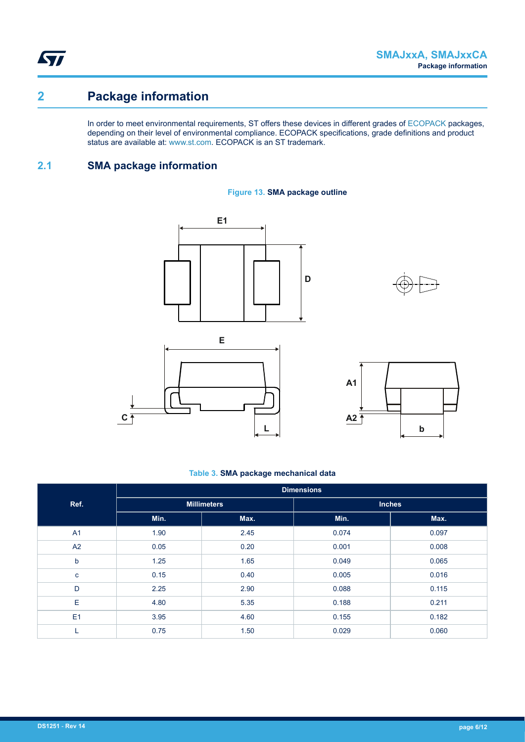# 2 Package information

In order to meet environmental requirements, ST offers these devices in different grades of ECOPACK packages, depending on their level of environmental compliance. ECOPACK specifications, grade definitions and product status are available at: www.st.com. ECOPACK is an ST trademark.

## 2.1 SMA package information

E1

D

E

C

L

A1

A2

b

**Figure 13. SMA package outline**

**Table 3. SMA package mechanical data**

| Ref. | Dimensions | | | |
|---|---|---|---|---|
| | Millimeters | | Inches | |
| | Min. | Max. | Min. | Max. |
| A1 | 1.90 | 2.45 | 0.074 | 0.097 |
| A2 | 0.05 | 0.20 | 0.001 | 0.008 |
| b | 1.25 | 1.65 | 0.049 | 0.065 |
| c | 0.15 | 0.40 | 0.005 | 0.016 |
| D | 2.25 | 2.90 | 0.088 | 0.115 |
| E | 4.80 | 5.35 | 0.188 | 0.211 |
| E1 | 3.95 | 4.60 | 0.155 | 0.182 |
| L | 0.75 | 1.50 | 0.029 | 0.060 |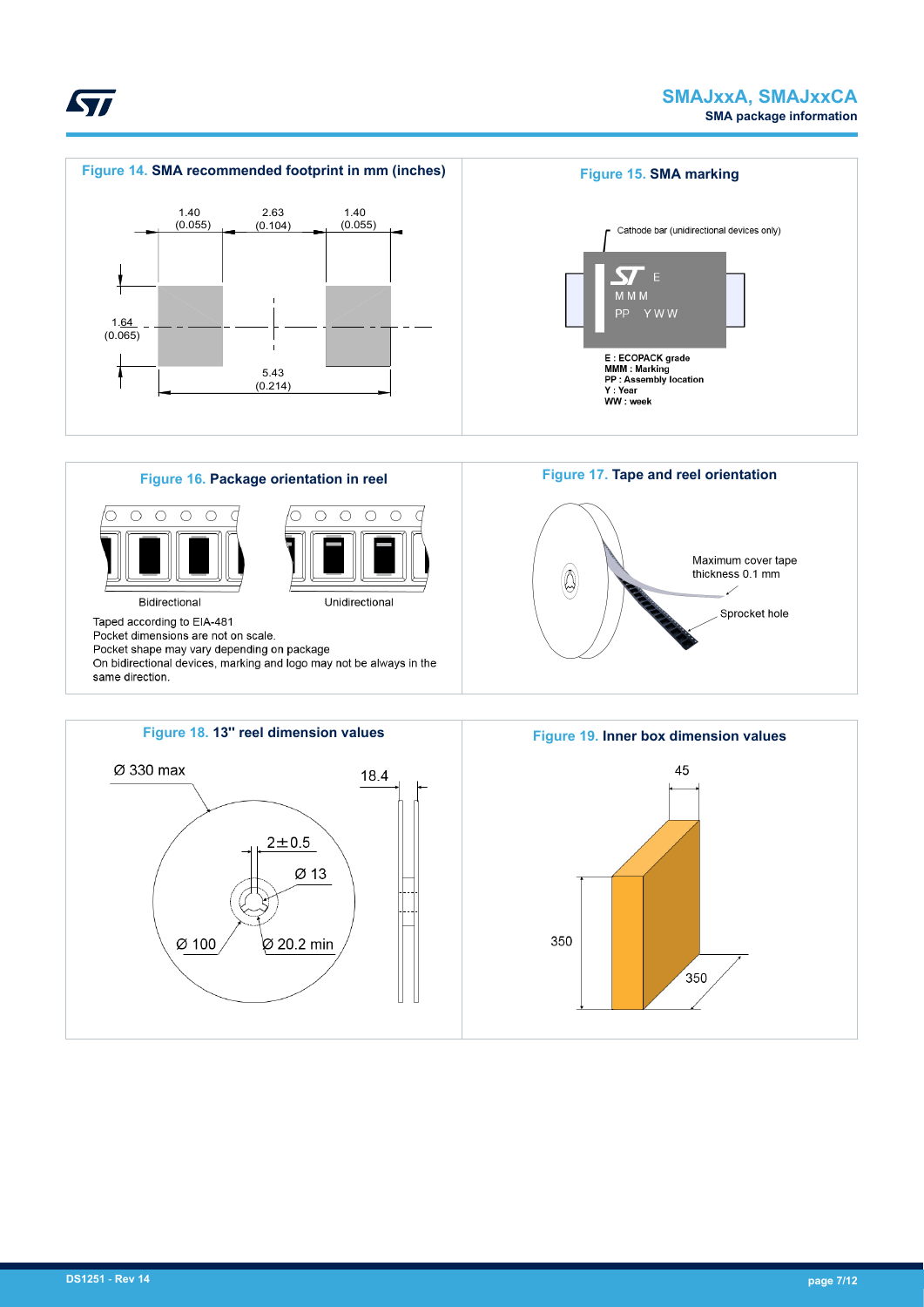**Figure 14. SMA recommended footprint in mm (inches)**

1.40
(0.055)
2.63
(0.104)
1.40
(0.055)
1.64
(0.065)
5.43
(0.214)

**Figure 15. SMA marking**

Cathode bar (unidirectional devices only)

E
MMM
PP YWW

E : ECOPACK grade
MMM : Marking
PP : Assembly location
Y : Year
WW : week

**Figure 16. Package orientation in reel**

Bidirectional
Unidirectional

Taped according to EIA-481
Pocket dimensions are not on scale.
Pocket shape may vary depending on package
On bidirectional devices, marking and logo may not be always in the same direction.

**Figure 17. Tape and reel orientation**

Maximum cover tape thickness 0.1 mm
Sprocket hole

**Figure 18. 13" reel dimension values**

Ø 330 max
18.4
2±0.5
Ø 13
Ø 100
Ø 20.2 min

**Figure 19. Inner box dimension values**

45
350
350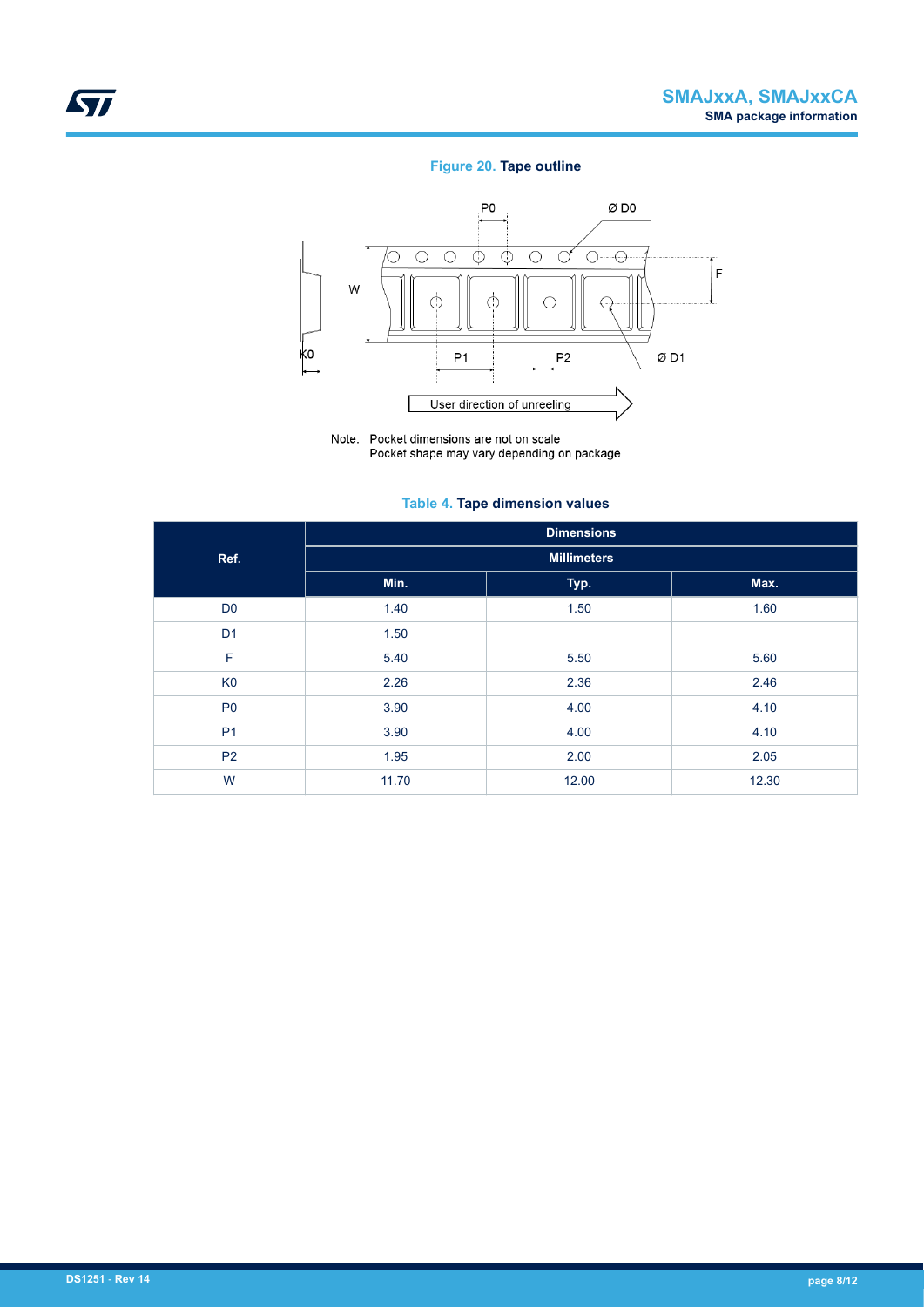**Figure 20. Tape outline**

P0

Ø D0

F

W

K0

P1

P2

Ø D1

User direction of unreeling

Note: Pocket dimensions are not on scale
Pocket shape may vary depending on package

**Table 4. Tape dimension values**

| Ref. | Dimensions | | |
|---|---|---|---|
| | Millimeters | | |
| | Min. | Typ. | Max. |
| D0 | 1.40 | 1.50 | 1.60 |
| D1 | 1.50 | | |
| F | 5.40 | 5.50 | 5.60 |
| K0 | 2.26 | 2.36 | 2.46 |
| P0 | 3.90 | 4.00 | 4.10 |
| P1 | 3.90 | 4.00 | 4.10 |
| P2 | 1.95 | 2.00 | 2.05 |
| W | 11.70 | 12.00 | 12.30 |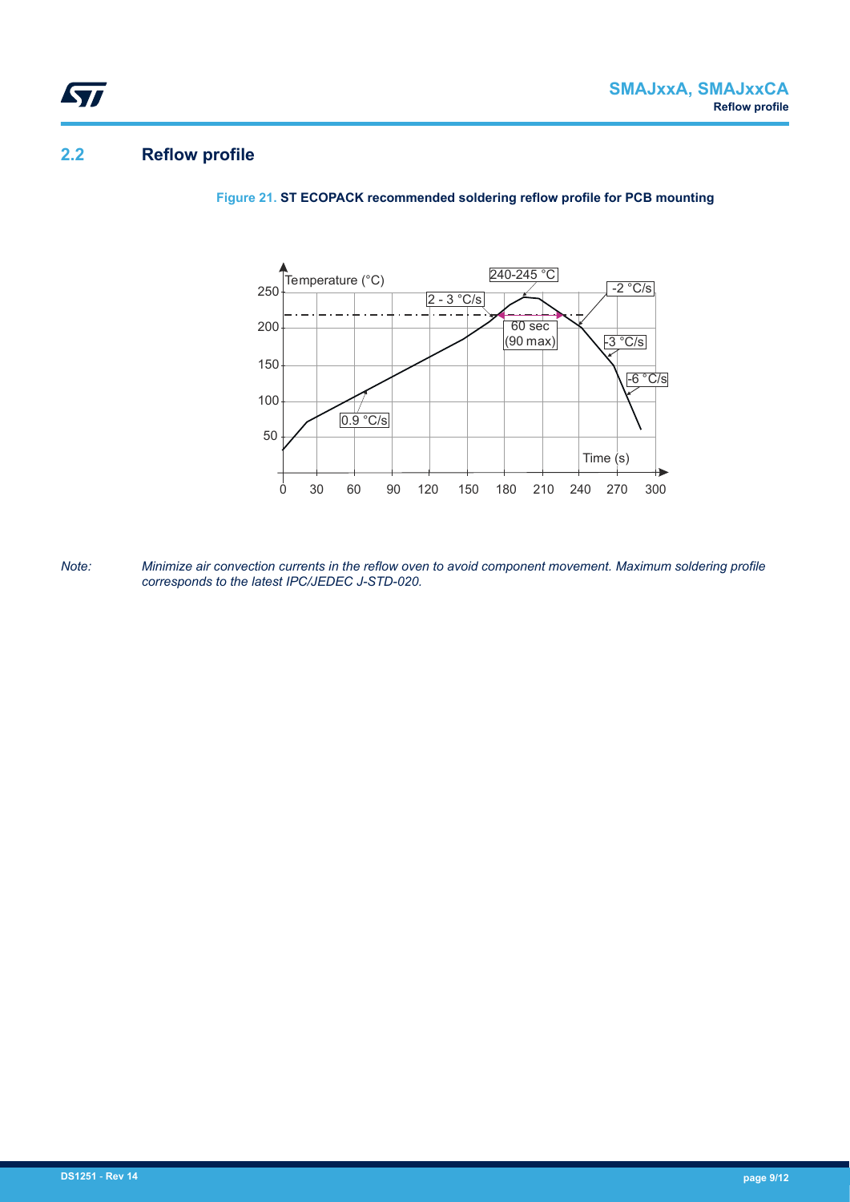## 2.2 Reflow profile

**Figure 21.** ST ECOPACK recommended soldering reflow profile for PCB mounting

Temperature (°C)

250

200

150

100

50

240-245 °C

2 - 3 °C/s

-2 °C/s

60 sec
(90 max)

-3 °C/s

-6 °C/s

0.9 °C/s

Time (s)

0 30 60 90 120 150 180 210 240 270 300

*Note: Minimize air convection currents in the reflow oven to avoid component movement. Maximum soldering profile corresponds to the latest IPC/JEDEC J-STD-020.*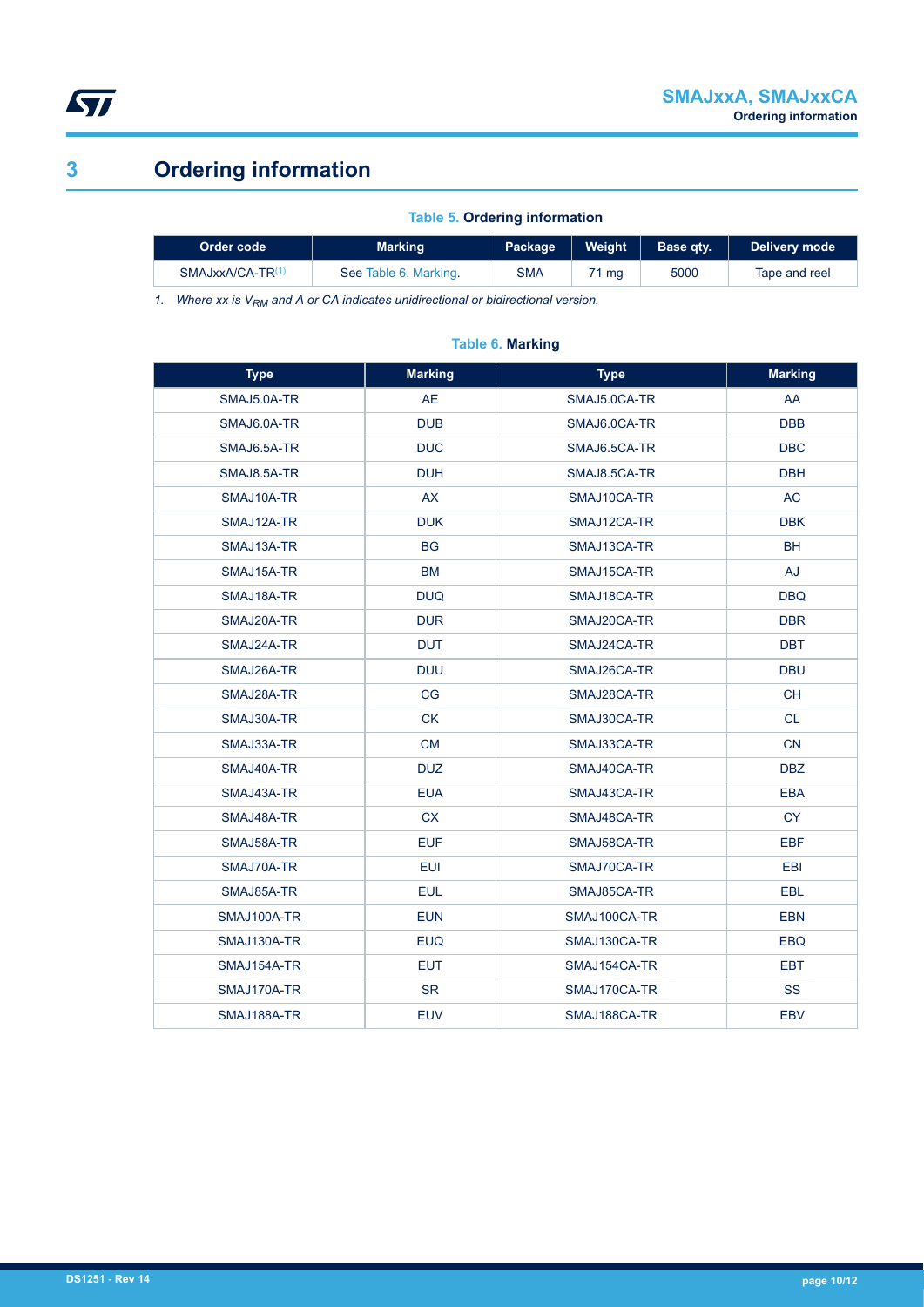# 3 Ordering information

**Table 5. Ordering information**

| Order code | Marking | Package | Weight | Base qty. | Delivery mode |
|---|---|---|---|---|---|
| SMAJxxA/CA-TR[(1)] | See Table 6. Marking. | SMA | 71 mg | 5000 | Tape and reel |

*1. Where xx is $V_{RM}$ and A or CA indicates unidirectional or bidirectional version.*

**Table 6. Marking**

| Type | Marking | Type | Marking |
|---|---|---|---|
| SMAJ5.0A-TR | AE | SMAJ5.0CA-TR | AA |
| SMAJ6.0A-TR | DUB | SMAJ6.0CA-TR | DBB |
| SMAJ6.5A-TR | DUC | SMAJ6.5CA-TR | DBC |
| SMAJ8.5A-TR | DUH | SMAJ8.5CA-TR | DBH |
| SMAJ10A-TR | AX | SMAJ10CA-TR | AC |
| SMAJ12A-TR | DUK | SMAJ12CA-TR | DBK |
| SMAJ13A-TR | BG | SMAJ13CA-TR | BH |
| SMAJ15A-TR | BM | SMAJ15CA-TR | AJ |
| SMAJ18A-TR | DUQ | SMAJ18CA-TR | DBQ |
| SMAJ20A-TR | DUR | SMAJ20CA-TR | DBR |
| SMAJ24A-TR | DUT | SMAJ24CA-TR | DBT |
| SMAJ26A-TR | DUU | SMAJ26CA-TR | DBU |
| SMAJ28A-TR | CG | SMAJ28CA-TR | CH |
| SMAJ30A-TR | CK | SMAJ30CA-TR | CL |
| SMAJ33A-TR | CM | SMAJ33CA-TR | CN |
| SMAJ40A-TR | DUZ | SMAJ40CA-TR | DBZ |
| SMAJ43A-TR | EUA | SMAJ43CA-TR | EBA |
| SMAJ48A-TR | CX | SMAJ48CA-TR | CY |
| SMAJ58A-TR | EUF | SMAJ58CA-TR | EBF |
| SMAJ70A-TR | EUI | SMAJ70CA-TR | EBI |
| SMAJ85A-TR | EUL | SMAJ85CA-TR | EBL |
| SMAJ100A-TR | EUN | SMAJ100CA-TR | EBN |
| SMAJ130A-TR | EUQ | SMAJ130CA-TR | EBQ |
| SMAJ154A-TR | EUT | SMAJ154CA-TR | EBT |
| SMAJ170A-TR | SR | SMAJ170CA-TR | SS |
| SMAJ188A-TR | EUV | SMAJ188CA-TR | EBV |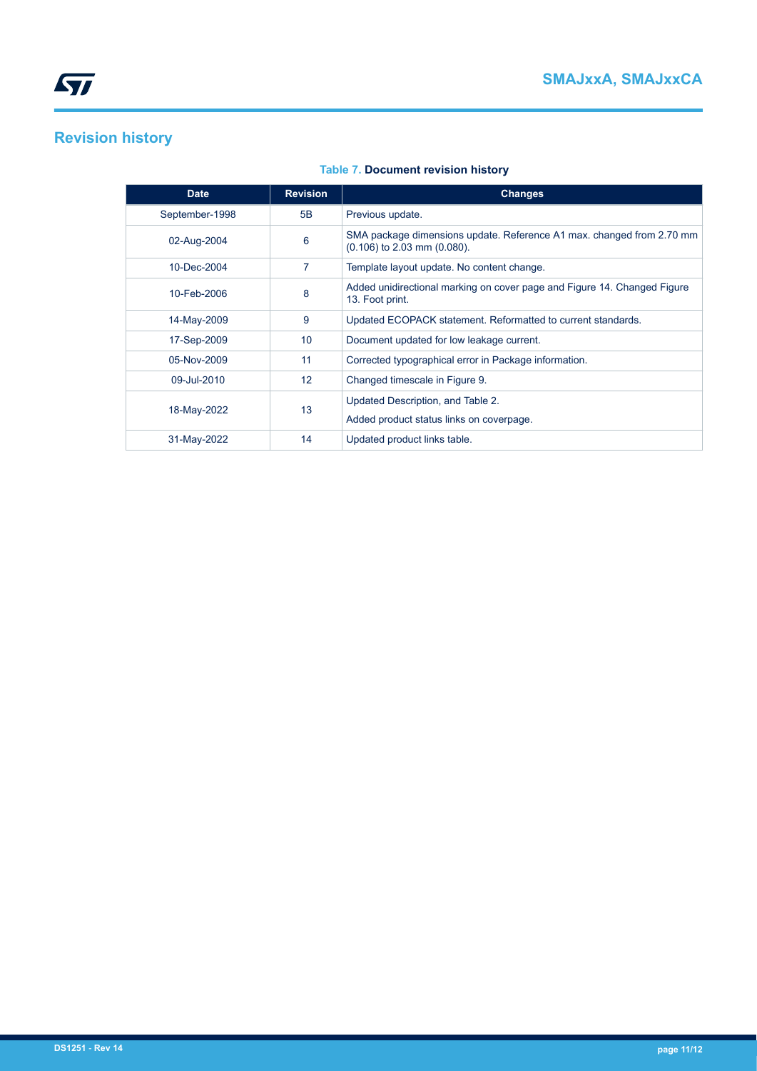## Revision history

**Table 7. Document revision history**

| Date | Revision | Changes |
| --- | --- | --- |
| September-1998 | 5B | Previous update. |
| 02-Aug-2004 | 6 | SMA package dimensions update. Reference A1 max. changed from 2.70 mm (0.106) to 2.03 mm (0.080). |
| 10-Dec-2004 | 7 | Template layout update. No content change. |
| 10-Feb-2006 | 8 | Added unidirectional marking on cover page and Figure 14. Changed Figure 13. Foot print. |
| 14-May-2009 | 9 | Updated ECOPACK statement. Reformatted to current standards. |
| 17-Sep-2009 | 10 | Document updated for low leakage current. |
| 05-Nov-2009 | 11 | Corrected typographical error in Package information. |
| 09-Jul-2010 | 12 | Changed timescale in Figure 9. |
| 18-May-2022 | 13 | Updated Description, and Table 2.<br>Added product status links on coverpage. |
| 31-May-2022 | 14 | Updated product links table. |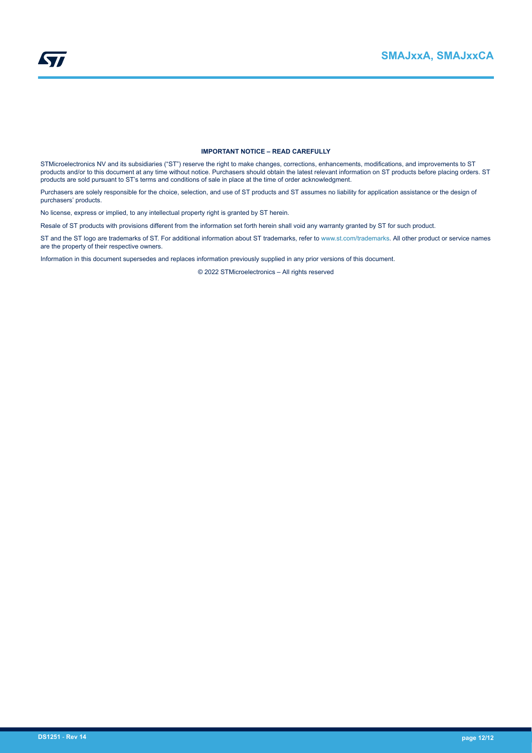**IMPORTANT NOTICE – READ CAREFULLY**

STMicroelectronics NV and its subsidiaries ("ST") reserve the right to make changes, corrections, enhancements, modifications, and improvements to ST products and/or to this document at any time without notice. Purchasers should obtain the latest relevant information on ST products before placing orders. ST products are sold pursuant to ST's terms and conditions of sale in place at the time of order acknowledgment.

Purchasers are solely responsible for the choice, selection, and use of ST products and ST assumes no liability for application assistance or the design of purchasers' products.

No license, express or implied, to any intellectual property right is granted by ST herein.

Resale of ST products with provisions different from the information set forth herein shall void any warranty granted by ST for such product.

ST and the ST logo are trademarks of ST. For additional information about ST trademarks, refer to www.st.com/trademarks. All other product or service names are the property of their respective owners.

Information in this document supersedes and replaces information previously supplied in any prior versions of this document.

© 2022 STMicroelectronics – All rights reserved